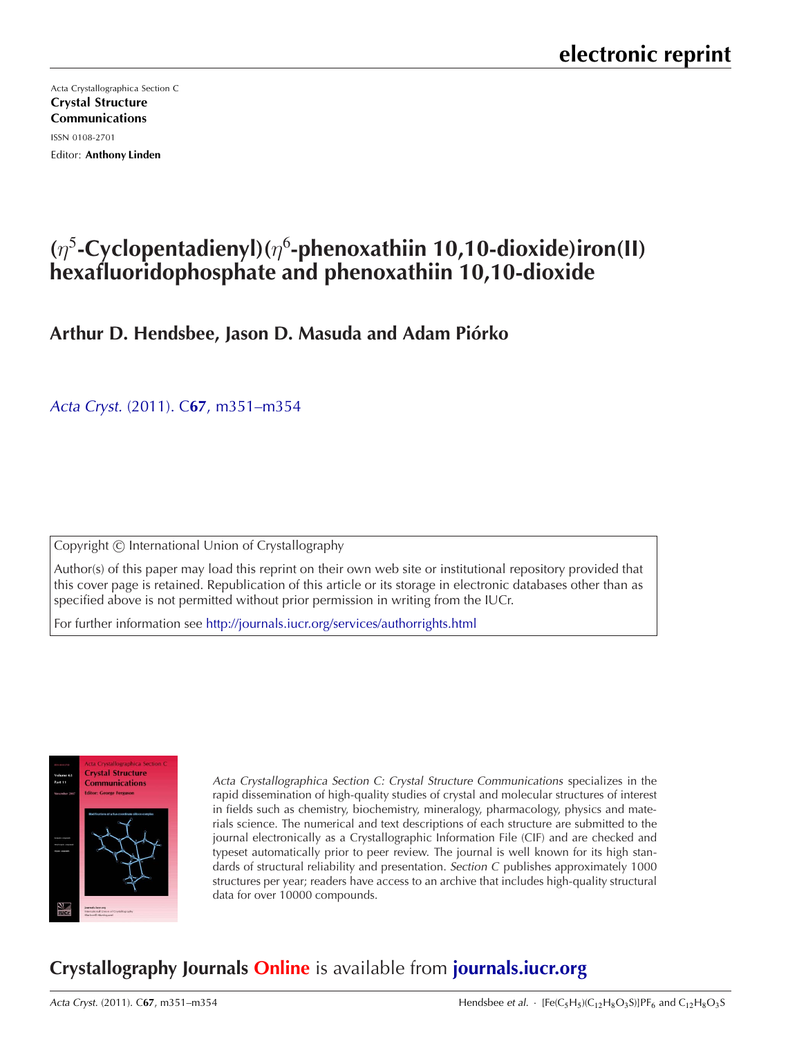electronic reprint

Acta Crystallographica Section C
**Crystal Structure Communications**
ISSN 0108-2701
Editor: **Anthony Linden**

# ($\eta^5$-Cyclopentadienyl)($\eta^6$-phenoxathiin 10,10-dioxide)iron(II) hexafluoridophosphate and phenoxathiin 10,10-dioxide

**Arthur D. Hendsbee, Jason D. Masuda and Adam Piórko**

*Acta Cryst.* (2011). C**67**, m351–m354

Copyright © International Union of Crystallography

Author(s) of this paper may load this reprint on their own web site or institutional repository provided that this cover page is retained. Republication of this article or its storage in electronic databases other than as specified above is not permitted without prior permission in writing from the IUCr.

For further information see http://journals.iucr.org/services/authorrights.html

*Acta Crystallographica Section C: Crystal Structure Communications* specializes in the rapid dissemination of high-quality studies of crystal and molecular structures of interest in fields such as chemistry, biochemistry, mineralogy, pharmacology, physics and materials science. The numerical and text descriptions of each structure are submitted to the journal electronically as a Crystallographic Information File (CIF) and are checked and typeset automatically prior to peer review. The journal is well known for its high standards of structural reliability and presentation. *Section C* publishes approximately 1000 structures per year; readers have access to an archive that includes high-quality structural data for over 10000 compounds.

**Crystallography Journals Online** is available from **journals.iucr.org**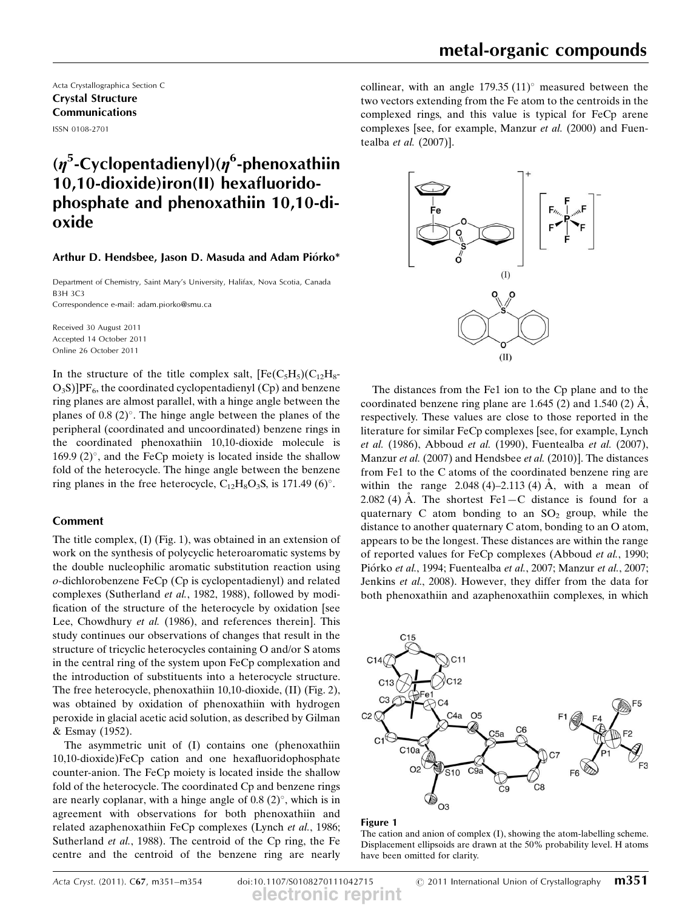Acta Crystallographica Section C
**Crystal Structure Communications**
ISSN 0108-2701

# ($\eta^5$-Cyclopentadienyl)($\eta^6$-phenoxathiin 10,10-dioxide)iron(II) hexafluoridophosphate and phenoxathiin 10,10-dioxide

**Arthur D. Hendsbee, Jason D. Masuda and Adam Piórko***

Department of Chemistry, Saint Mary's University, Halifax, Nova Scotia, Canada B3H 3C3
Correspondence e-mail: adam.piorko@smu.ca

Received 30 August 2011
Accepted 14 October 2011
Online 26 October 2011

In the structure of the title complex salt, $[Fe(C_5H_5)(C_{12}H_8O_3S)]PF_6$, the coordinated cyclopentadienyl (Cp) and benzene ring planes are almost parallel, with a hinge angle between the planes of 0.8 (2)°. The hinge angle between the planes of the peripheral (coordinated and uncoordinated) benzene rings in the coordinated phenoxathiin 10,10-dioxide molecule is 169.9 (2)°, and the FeCp moiety is located inside the shallow fold of the heterocycle. The hinge angle between the benzene ring planes in the free heterocycle, $C_{12}H_8O_3S$, is 171.49 (6)°.

## Comment

The title complex, (I) (Fig. 1), was obtained in an extension of work on the synthesis of polycyclic heteroaromatic systems by the double nucleophilic aromatic substitution reaction using *o*-dichlorobenzene FeCp (Cp is cyclopentadienyl) and related complexes (Sutherland *et al.*, 1982, 1988), followed by modification of the structure of the heterocycle by oxidation [see Lee, Chowdhury *et al.* (1986), and references therein]. This study continues our observations of changes that result in the structure of tricyclic heterocycles containing O and/or S atoms in the central ring of the system upon FeCp complexation and the introduction of substituents into a heterocycle structure. The free heterocycle, phenoxathiin 10,10-dioxide, (II) (Fig. 2), was obtained by oxidation of phenoxathiin with hydrogen peroxide in glacial acetic acid solution, as described by Gilman & Esmay (1952).

The asymmetric unit of (I) contains one (phenoxathiin 10,10-dioxide)FeCp cation and one hexafluoridophosphate counter-anion. The FeCp moiety is located inside the shallow fold of the heterocycle. The coordinated Cp and benzene rings are nearly coplanar, with a hinge angle of 0.8 (2)°, which is in agreement with observations for both phenoxathiin and related azaphenoxathiin FeCp complexes (Lynch *et al.*, 1986; Sutherland *et al.*, 1988). The centroid of the Cp ring, the Fe centre and the centroid of the benzene ring are nearly collinear, with an angle 179.35 (11)° measured between the two vectors extending from the Fe atom to the centroids in the complexed rings, and this value is typical for FeCp arene complexes [see, for example, Manzur *et al.* (2000) and Fuentealba *et al.* (2007)].

The distances from the Fe1 ion to the Cp plane and to the coordinated benzene ring plane are 1.645 (2) and 1.540 (2) Å, respectively. These values are close to those reported in the literature for similar FeCp complexes [see, for example, Lynch *et al.* (1986), Abboud *et al.* (1990), Fuentealba *et al.* (2007), Manzur *et al.* (2007) and Hendsbee *et al.* (2010)]. The distances from Fe1 to the C atoms of the coordinated benzene ring are within the range 2.048 (4)–2.113 (4) Å, with a mean of 2.082 (4) Å. The shortest Fe1—C distance is found for a quaternary C atom bonding to an $SO_2$ group, while the distance to another quaternary C atom, bonding to an O atom, appears to be the longest. These distances are within the range of reported values for FeCp complexes (Abboud *et al.*, 1990; Piórko *et al.*, 1994; Fuentealba *et al.*, 2007; Manzur *et al.*, 2007; Jenkins *et al.*, 2008). However, they differ from the data for both phenoxathiin and azaphenoxathiin complexes, in which

**Figure 1**
The cation and anion of complex (I), showing the atom-labelling scheme. Displacement ellipsoids are drawn at the 50% probability level. H atoms have been omitted for clarity.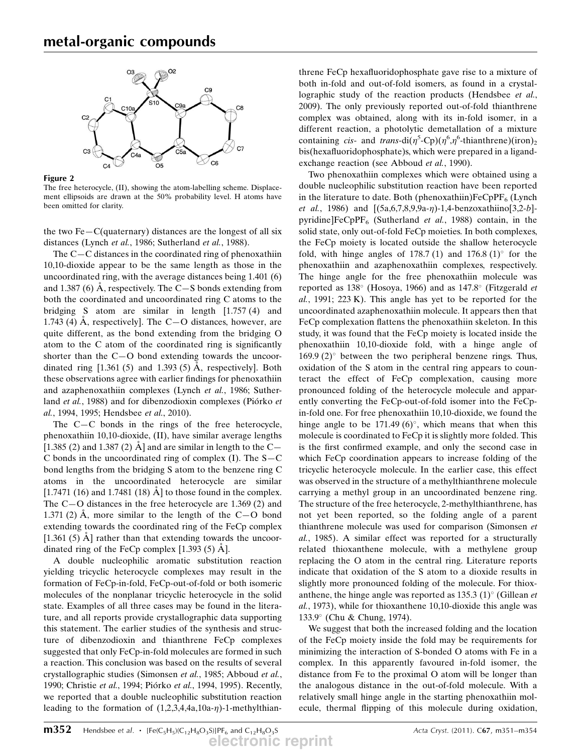**Figure 2**

The free heterocycle, (II), showing the atom-labelling scheme. Displacement ellipsoids are drawn at the 50% probability level. H atoms have been omitted for clarity.

the two Fe—C(quaternary) distances are the longest of all six distances (Lynch *et al.*, 1986; Sutherland *et al.*, 1988).

The C—C distances in the coordinated ring of phenoxathiin 10,10-dioxide appear to be the same length as those in the uncoordinated ring, with the average distances being 1.401 (6) and 1.387 (6) Å, respectively. The C—S bonds extending from both the coordinated and uncoordinated ring C atoms to the bridging S atom are similar in length [1.757 (4) and 1.743 (4) Å, respectively]. The C—O distances, however, are quite different, as the bond extending from the bridging O atom to the C atom of the coordinated ring is significantly shorter than the C—O bond extending towards the uncoordinated ring [1.361 (5) and 1.393 (5) Å, respectively]. Both these observations agree with earlier findings for phenoxathiin and azaphenoxathiin complexes (Lynch *et al.*, 1986; Sutherland *et al.*, 1988) and for dibenzodioxin complexes (Piórko *et al.*, 1994, 1995; Hendsbee *et al.*, 2010).

The C—C bonds in the rings of the free heterocycle, phenoxathiin 10,10-dioxide, (II), have similar average lengths [1.385 (2) and 1.387 (2) Å] and are similar in length to the C—C bonds in the uncoordinated ring of complex (I). The S—C bond lengths from the bridging S atom to the benzene ring C atoms in the uncoordinated heterocycle are similar [1.7471 (16) and 1.7481 (18) Å] to those found in the complex. The C—O distances in the free heterocycle are 1.369 (2) and 1.371 (2) Å, more similar to the length of the C—O bond extending towards the coordinated ring of the FeCp complex [1.361 (5) Å] rather than that extending towards the uncoordinated ring of the FeCp complex [1.393 (5) Å].

A double nucleophilic aromatic substitution reaction yielding tricyclic heterocycle complexes may result in the formation of FeCp-in-fold, FeCp-out-of-fold or both isomeric molecules of the nonplanar tricyclic heterocycle in the solid state. Examples of all three cases may be found in the literature, and all reports provide crystallographic data supporting this statement. The earlier studies of the synthesis and structure of dibenzodioxin and thianthrene FeCp complexes suggested that only FeCp-in-fold molecules are formed in such a reaction. This conclusion was based on the results of several crystallographic studies (Simonsen *et al.*, 1985; Abboud *et al.*, 1990; Christie *et al.*, 1994; Piórko *et al.*, 1994, 1995). Recently, we reported that a double nucleophilic substitution reaction leading to the formation of (1,2,3,4,4a,10a-$\eta$)-1-methylthianthrene FeCp hexafluoridophosphate gave rise to a mixture of both in-fold and out-of-fold isomers, as found in a crystallographic study of the reaction products (Hendsbee *et al.*, 2009). The only previously reported out-of-fold thianthrene complex was obtained, along with its in-fold isomer, in a different reaction, a photolytic demetallation of a mixture containing *cis*- and *trans*-di($\eta^5$-Cp)($\eta^6$,$\eta^6$-thianthrene)(iron)$_2$ bis(hexafluoridophosphate)s, which were prepared in a ligand-exchange reaction (see Abboud *et al.*, 1990).

Two phenoxathiin complexes which were obtained using a double nucleophilic substitution reaction have been reported in the literature to date. Both (phenoxathiin)FeCpPF$_6$ (Lynch *et al.*, 1986) and [(5a,6,7,8,9,9a-$\eta$)-1,4-benzoxathiino[3,2-*b*]-pyridine]FeCpPF$_6$ (Sutherland *et al.*, 1988) contain, in the solid state, only out-of-fold FeCp moieties. In both complexes, the FeCp moiety is located outside the shallow heterocycle fold, with hinge angles of 178.7 (1) and 176.8 (1)° for the phenoxathiin and azaphenoxathiin complexes, respectively. The hinge angle for the free phenoxathiin molecule was reported as 138° (Hosoya, 1966) and as 147.8° (Fitzgerald *et al.*, 1991; 223 K). This angle has yet to be reported for the uncoordinated azaphenoxathiin molecule. It appears then that FeCp complexation flattens the phenoxathiin skeleton. In this study, it was found that the FeCp moiety is located inside the phenoxathiin 10,10-dioxide fold, with a hinge angle of 169.9 (2)° between the two peripheral benzene rings. Thus, oxidation of the S atom in the central ring appears to counteract the effect of FeCp complexation, causing more pronounced folding of the heterocycle molecule and apparently converting the FeCp-out-of-fold isomer into the FeCp-in-fold one. For free phenoxathiin 10,10-dioxide, we found the hinge angle to be 171.49 (6)°, which means that when this molecule is coordinated to FeCp it is slightly more folded. This is the first confirmed example, and only the second case in which FeCp coordination appears to increase folding of the tricyclic heterocycle molecule. In the earlier case, this effect was observed in the structure of a methylthianthrene molecule carrying a methyl group in an uncoordinated benzene ring. The structure of the free heterocycle, 2-methylthianthrene, has not yet been reported, so the folding angle of a parent thianthrene molecule was used for comparison (Simonsen *et al.*, 1985). A similar effect was reported for a structurally related thioxanthene molecule, with a methylene group replacing the O atom in the central ring. Literature reports indicate that oxidation of the S atom to a dioxide results in slightly more pronounced folding of the molecule. For thioxanthene, the hinge angle was reported as 135.3 (1)° (Gillean *et al.*, 1973), while for thioxanthene 10,10-dioxide this angle was 133.9° (Chu & Chung, 1974).

We suggest that both the increased folding and the location of the FeCp moiety inside the fold may be requirements for minimizing the interaction of S-bonded O atoms with Fe in a complex. In this apparently favoured in-fold isomer, the distance from Fe to the proximal O atom will be longer than the analogous distance in the out-of-fold molecule. With a relatively small hinge angle in the starting phenoxathiin molecule, thermal flipping of this molecule during oxidation,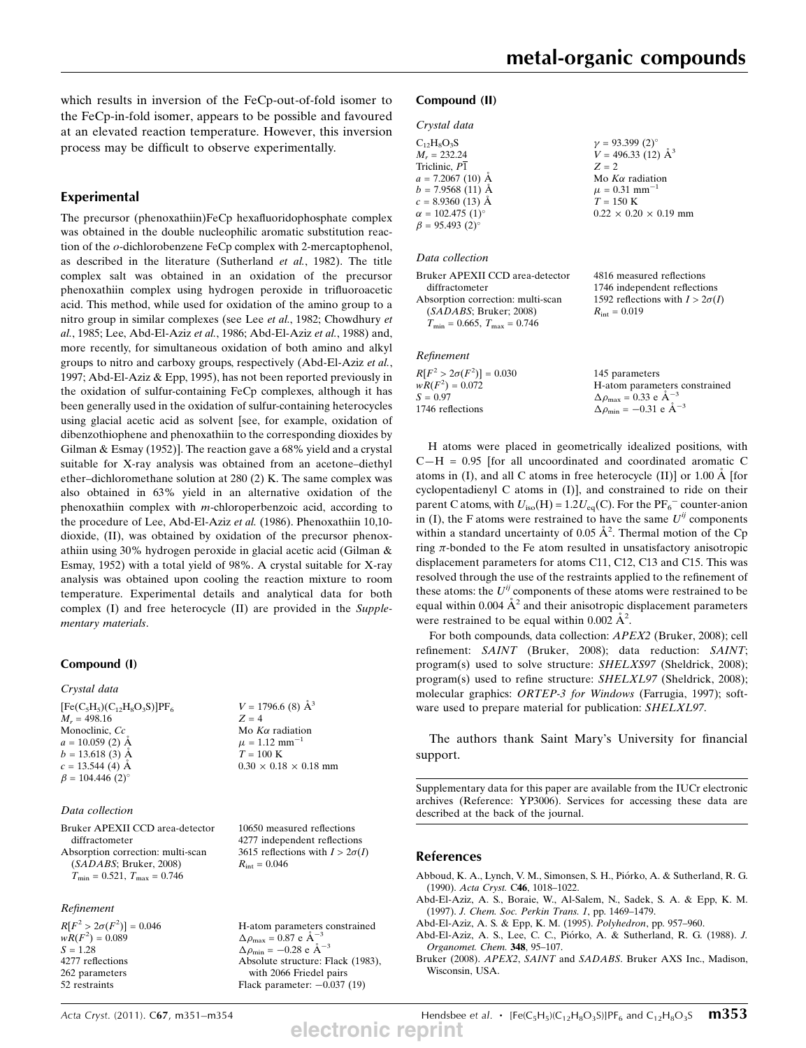which results in inversion of the FeCp-out-of-fold isomer to the FeCp-in-fold isomer, appears to be possible and favoured at an elevated reaction temperature. However, this inversion process may be difficult to observe experimentally.

## Experimental

The precursor (phenoxathiin)FeCp hexafluoridophosphate complex was obtained in the double nucleophilic aromatic substitution reaction of the *o*-dichlorobenzene FeCp complex with 2-mercaptophenol, as described in the literature (Sutherland *et al.*, 1982). The title complex salt was obtained in an oxidation of the precursor phenoxathiin complex using hydrogen peroxide in trifluoroacetic acid. This method, while used for oxidation of the amino group to a nitro group in similar complexes (see Lee *et al.*, 1982; Chowdhury *et al.*, 1985; Lee, Abd-El-Aziz *et al.*, 1986; Abd-El-Aziz *et al.*, 1988) and, more recently, for simultaneous oxidation of both amino and alkyl groups to nitro and carboxy groups, respectively (Abd-El-Aziz *et al.*, 1997; Abd-El-Aziz & Epp, 1995), has not been reported previously in the oxidation of sulfur-containing FeCp complexes, although it has been generally used in the oxidation of sulfur-containing heterocycles using glacial acetic acid as solvent [see, for example, oxidation of dibenzothiophene and phenoxathiin to the corresponding dioxides by Gilman & Esmay (1952)]. The reaction gave a 68% yield and a crystal suitable for X-ray analysis was obtained from an acetone–diethyl ether–dichloromethane solution at 280 (2) K. The same complex was also obtained in 63% yield in an alternative oxidation of the phenoxathiin complex with *m*-chloroperbenzoic acid, according to the procedure of Lee, Abd-El-Aziz *et al.* (1986). Phenoxathiin 10,10-dioxide, (II), was obtained by oxidation of the precursor phenoxathiin using 30% hydrogen peroxide in glacial acetic acid (Gilman & Esmay, 1952) with a total yield of 98%. A crystal suitable for X-ray analysis was obtained upon cooling the reaction mixture to room temperature. Experimental details and analytical data for both complex (I) and free heterocycle (II) are provided in the *Supplementary materials*.

### Compound (I)

*Crystal data*

$[Fe(C_5H_5)(C_{12}H_8O_3S)]PF_6$
$M_r$ = 498.16
Monoclinic, *Cc*
*a* = 10.059 (2) Å
*b* = 13.618 (3) Å
*c* = 13.544 (4) Å
$\beta$ = 104.446 (2)°
*V* = 1796.6 (8) Å$^3$
*Z* = 4
Mo $K\alpha$ radiation
$\mu$ = 1.12 mm$^{-1}$
*T* = 100 K
0.30 × 0.18 × 0.18 mm

*Data collection*

Bruker APEXII CCD area-detector diffractometer
Absorption correction: multi-scan (*SADABS*; Bruker, 2008)
$T_{min}$ = 0.521, $T_{max}$ = 0.746
10650 measured reflections
4277 independent reflections
3615 reflections with $I > 2\sigma(I)$
$R_{int}$ = 0.046

*Refinement*

$R[F^2 > 2\sigma(F^2)]$ = 0.046
$wR(F^2)$ = 0.089
*S* = 1.28
4277 reflections
262 parameters
52 restraints
H-atom parameters constrained
$\Delta\rho_{max}$ = 0.87 e Å$^{-3}$
$\Delta\rho_{min}$ = −0.28 e Å$^{-3}$
Absolute structure: Flack (1983), with 2066 Friedel pairs
Flack parameter: −0.037 (19)

### Compound (II)

*Crystal data*

$C_{12}H_8O_3S$
$M_r$ = 232.24
Triclinic, $P\overline{1}$
*a* = 7.2067 (10) Å
*b* = 7.9568 (11) Å
*c* = 8.9360 (13) Å
$\alpha$ = 102.475 (1)°
$\beta$ = 95.493 (2)°
$\gamma$ = 93.399 (2)°
*V* = 496.33 (12) Å$^3$
*Z* = 2
Mo $K\alpha$ radiation
$\mu$ = 0.31 mm$^{-1}$
*T* = 150 K
0.22 × 0.20 × 0.19 mm

*Data collection*

Bruker APEXII CCD area-detector diffractometer
Absorption correction: multi-scan (*SADABS*; Bruker, 2008)
$T_{min}$ = 0.665, $T_{max}$ = 0.746
4816 measured reflections
1746 independent reflections
1592 reflections with $I > 2\sigma(I)$
$R_{int}$ = 0.019

*Refinement*

$R[F^2 > 2\sigma(F^2)]$ = 0.030
$wR(F^2)$ = 0.072
*S* = 0.97
1746 reflections
145 parameters
H-atom parameters constrained
$\Delta\rho_{max}$ = 0.33 e Å$^{-3}$
$\Delta\rho_{min}$ = −0.31 e Å$^{-3}$

H atoms were placed in geometrically idealized positions, with C—H = 0.95 [for all uncoordinated and coordinated aromatic C atoms in (I), and all C atoms in free heterocycle (II)] or 1.00 Å [for cyclopentadienyl C atoms in (I)], and constrained to ride on their parent C atoms, with $U_{iso}$(H) = 1.2$U_{eq}$(C). For the $PF_6^-$ counter-anion in (I), the F atoms were restrained to have the same $U^{ij}$ components within a standard uncertainty of 0.05 Å$^2$. Thermal motion of the Cp ring $\pi$-bonded to the Fe atom resulted in unsatisfactory anisotropic displacement parameters for atoms C11, C12, C13 and C15. This was resolved through the use of the restraints applied to the refinement of these atoms: the $U^{ij}$ components of these atoms were restrained to be equal within 0.004 Å$^2$ and their anisotropic displacement parameters were restrained to be equal within 0.002 Å$^2$.

For both compounds, data collection: *APEX2* (Bruker, 2008); cell refinement: *SAINT* (Bruker, 2008); data reduction: *SAINT*; program(s) used to solve structure: *SHELXS97* (Sheldrick, 2008); program(s) used to refine structure: *SHELXL97* (Sheldrick, 2008); molecular graphics: *ORTEP-3 for Windows* (Farrugia, 1997); software used to prepare material for publication: *SHELXL97*.

The authors thank Saint Mary's University for financial support.

Supplementary data for this paper are available from the IUCr electronic archives (Reference: YP3006). Services for accessing these data are described at the back of the journal.

## References

Abboud, K. A., Lynch, V. M., Simonsen, S. H., Piórko, A. & Sutherland, R. G. (1990). *Acta Cryst.* C**46**, 1018–1022.
Abd-El-Aziz, A. S., Boraie, W., Al-Salem, N., Sadek, S. A. & Epp, K. M. (1997). *J. Chem. Soc. Perkin Trans. 1*, pp. 1469–1479.
Abd-El-Aziz, A. S. & Epp, K. M. (1995). *Polyhedron*, pp. 957–960.
Abd-El-Aziz, A. S., Lee, C. C., Piórko, A. & Sutherland, R. G. (1988). *J. Organomet. Chem.* **348**, 95–107.
Bruker (2008). *APEX2*, *SAINT* and *SADABS*. Bruker AXS Inc., Madison, Wisconsin, USA.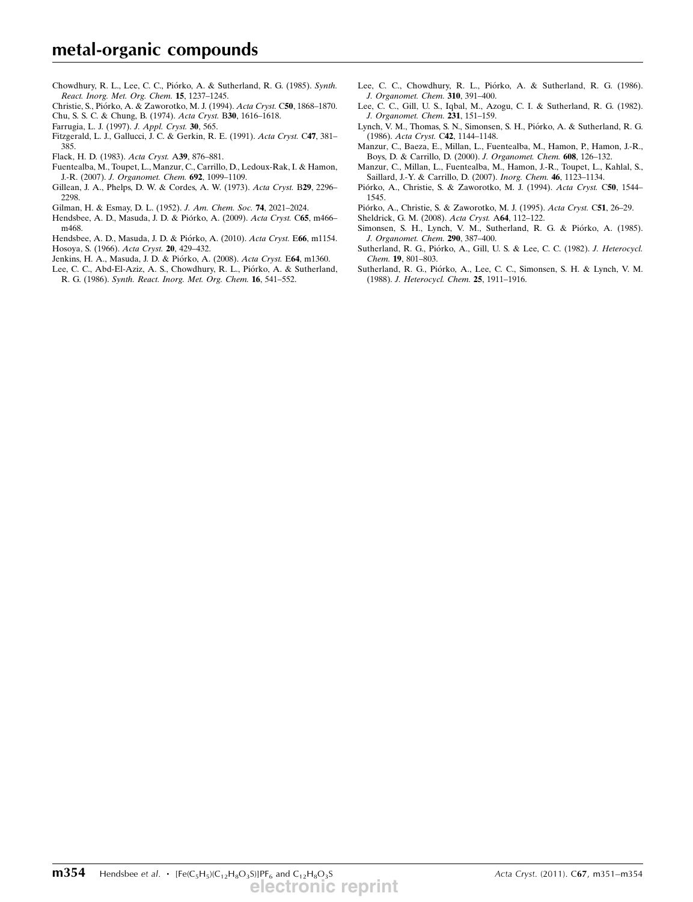Chowdhury, R. L., Lee, C. C., Piórko, A. & Sutherland, R. G. (1985). *Synth. React. Inorg. Met. Org. Chem.* **15**, 1237–1245.

Christie, S., Piórko, A. & Zaworotko, M. J. (1994). *Acta Cryst.* C**50**, 1868–1870.

Chu, S. S. C. & Chung, B. (1974). *Acta Cryst.* B**30**, 1616–1618.

Farrugia, L. J. (1997). *J. Appl. Cryst.* **30**, 565.

Fitzgerald, L. J., Gallucci, J. C. & Gerkin, R. E. (1991). *Acta Cryst.* C**47**, 381–385.

Flack, H. D. (1983). *Acta Cryst.* A**39**, 876–881.

Fuentealba, M., Toupet, L., Manzur, C., Carrillo, D., Ledoux-Rak, I. & Hamon, J.-R. (2007). *J. Organomet. Chem.* **692**, 1099–1109.

Gillean, J. A., Phelps, D. W. & Cordes, A. W. (1973). *Acta Cryst.* B**29**, 2296–2298.

Gilman, H. & Esmay, D. L. (1952). *J. Am. Chem. Soc.* **74**, 2021–2024.

Hendsbee, A. D., Masuda, J. D. & Piórko, A. (2009). *Acta Cryst.* C**65**, m466–m468.

Hendsbee, A. D., Masuda, J. D. & Piórko, A. (2010). *Acta Cryst.* E**66**, m1154.

Hosoya, S. (1966). *Acta Cryst.* **20**, 429–432.

Jenkins, H. A., Masuda, J. D. & Piórko, A. (2008). *Acta Cryst.* E**64**, m1360.

Lee, C. C., Abd-El-Aziz, A. S., Chowdhury, R. L., Piórko, A. & Sutherland, R. G. (1986). *Synth. React. Inorg. Met. Org. Chem.* **16**, 541–552.

Lee, C. C., Chowdhury, R. L., Piórko, A. & Sutherland, R. G. (1986). *J. Organomet. Chem.* **310**, 391–400.

Lee, C. C., Gill, U. S., Iqbal, M., Azogu, C. I. & Sutherland, R. G. (1982). *J. Organomet. Chem.* **231**, 151–159.

Lynch, V. M., Thomas, S. N., Simonsen, S. H., Piórko, A. & Sutherland, R. G. (1986). *Acta Cryst.* C**42**, 1144–1148.

Manzur, C., Baeza, E., Millan, L., Fuentealba, M., Hamon, P., Hamon, J.-R., Boys, D. & Carrillo, D. (2000). *J. Organomet. Chem.* **608**, 126–132.

Manzur, C., Millan, L., Fuentealba, M., Hamon, J.-R., Toupet, L., Kahlal, S., Saillard, J.-Y. & Carrillo, D. (2007). *Inorg. Chem.* **46**, 1123–1134.

Piórko, A., Christie, S. & Zaworotko, M. J. (1994). *Acta Cryst.* C**50**, 1544–1545.

Piórko, A., Christie, S. & Zaworotko, M. J. (1995). *Acta Cryst.* C**51**, 26–29.

Sheldrick, G. M. (2008). *Acta Cryst.* A**64**, 112–122.

Simonsen, S. H., Lynch, V. M., Sutherland, R. G. & Piórko, A. (1985). *J. Organomet. Chem.* **290**, 387–400.

Sutherland, R. G., Piórko, A., Gill, U. S. & Lee, C. C. (1982). *J. Heterocycl. Chem.* **19**, 801–803.

Sutherland, R. G., Piórko, A., Lee, C. C., Simonsen, S. H. & Lynch, V. M. (1988). *J. Heterocycl. Chem.* **25**, 1911–1916.